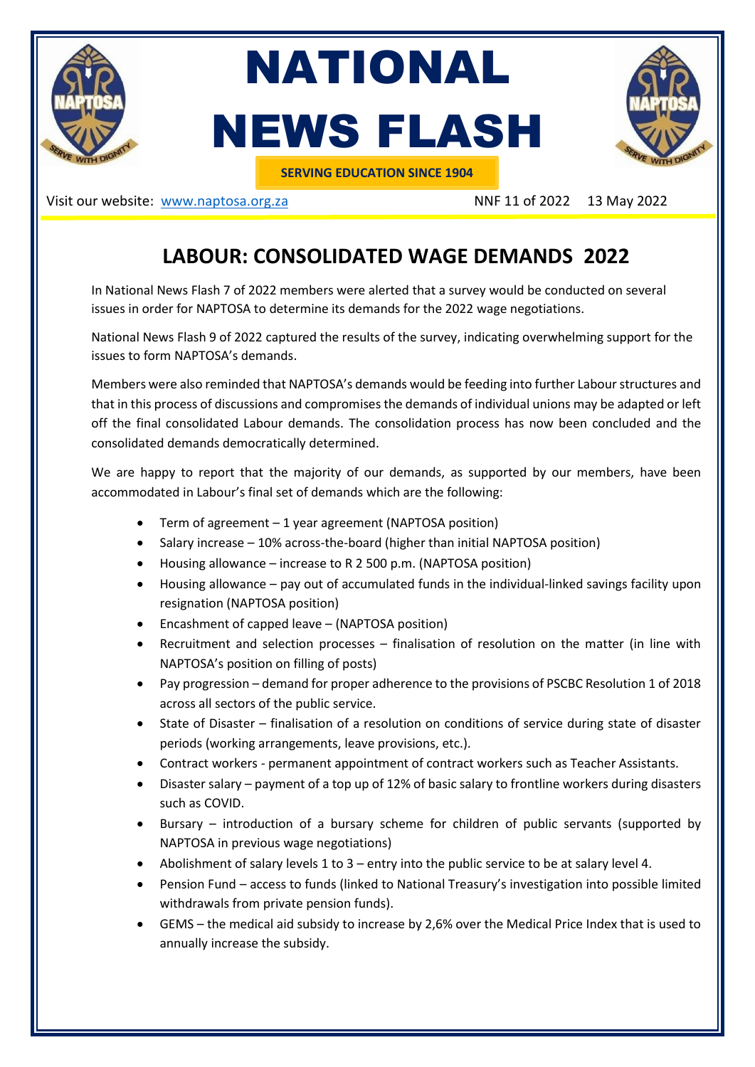# NATIONAL NEWS FLASH

**SERVING EDUCATION SINCE 1904**

Visit our website: [www.naptosa.org.za](http://www.naptosa.org.za) NNF 11 of 2022 13 May 2022

## LABOUR: CONSOLIDATED WAGE DEMANDS 2022

In National News Flash 7 of 2022 members were alerted that a survey would be conducted on several issues in order for NAPTOSA to determine its demands for the 2022 wage negotiations.

National News Flash 9 of 2022 captured the results of the survey, indicating overwhelming support for the issues to form NAPTOSA's demands.

Members were also reminded that NAPTOSA's demands would be feeding into further Labour structures and that in this process of discussions and compromises the demands of individual unions may be adapted or left off the final consolidated Labour demands. The consolidation process has now been concluded and the consolidated demands democratically determined.

We are happy to report that the majority of our demands, as supported by our members, have been accommodated in Labour's final set of demands which are the following:

- Term of agreement – 1 year agreement (NAPTOSA position)
- Salary increase – 10% across-the-board (higher than initial NAPTOSA position)
- Housing allowance – increase to R 2 500 p.m. (NAPTOSA position)
- Housing allowance – pay out of accumulated funds in the individual-linked savings facility upon resignation (NAPTOSA position)
- Encashment of capped leave – (NAPTOSA position)
- Recruitment and selection processes – finalisation of resolution on the matter (in line with NAPTOSA's position on filling of posts)
- Pay progression – demand for proper adherence to the provisions of PSCBC Resolution 1 of 2018 across all sectors of the public service.
- State of Disaster – finalisation of a resolution on conditions of service during state of disaster periods (working arrangements, leave provisions, etc.).
- Contract workers - permanent appointment of contract workers such as Teacher Assistants.
- Disaster salary – payment of a top up of 12% of basic salary to frontline workers during disasters such as COVID.
- Bursary – introduction of a bursary scheme for children of public servants (supported by NAPTOSA in previous wage negotiations)
- Abolishment of salary levels 1 to 3 – entry into the public service to be at salary level 4.
- Pension Fund – access to funds (linked to National Treasury's investigation into possible limited withdrawals from private pension funds).
- GEMS – the medical aid subsidy to increase by 2,6% over the Medical Price Index that is used to annually increase the subsidy.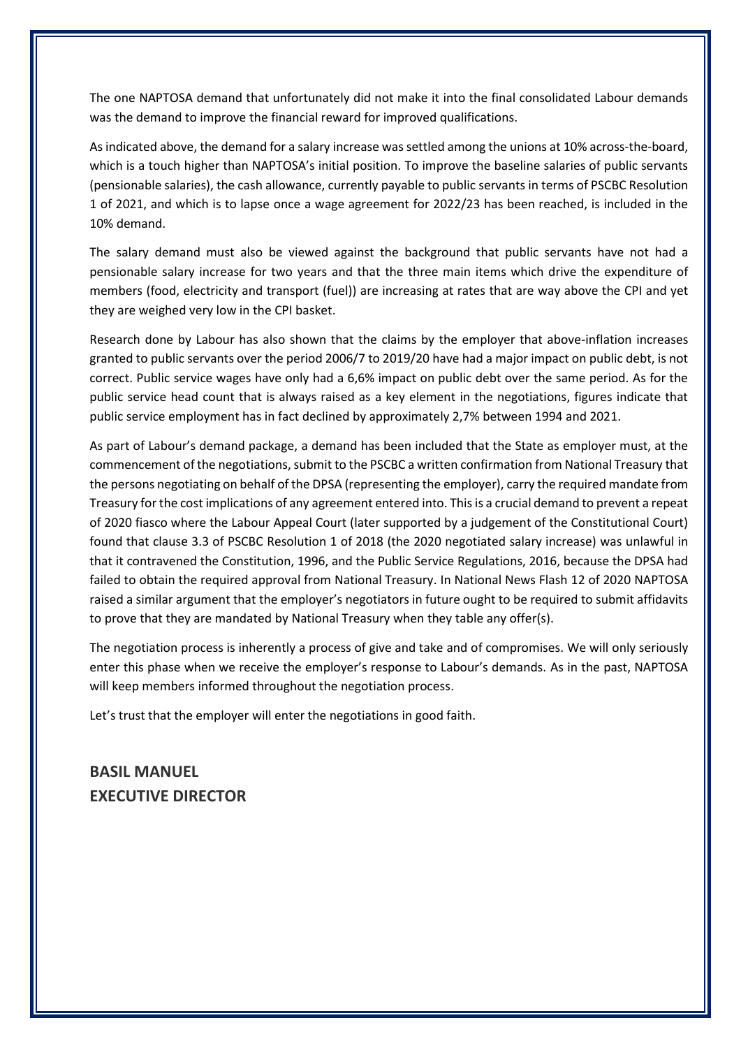The one NAPTOSA demand that unfortunately did not make it into the final consolidated Labour demands was the demand to improve the financial reward for improved qualifications.

As indicated above, the demand for a salary increase was settled among the unions at 10% across-the-board, which is a touch higher than NAPTOSA's initial position. To improve the baseline salaries of public servants (pensionable salaries), the cash allowance, currently payable to public servants in terms of PSCBC Resolution 1 of 2021, and which is to lapse once a wage agreement for 2022/23 has been reached, is included in the 10% demand.

The salary demand must also be viewed against the background that public servants have not had a pensionable salary increase for two years and that the three main items which drive the expenditure of members (food, electricity and transport (fuel)) are increasing at rates that are way above the CPI and yet they are weighed very low in the CPI basket.

Research done by Labour has also shown that the claims by the employer that above-inflation increases granted to public servants over the period 2006/7 to 2019/20 have had a major impact on public debt, is not correct. Public service wages have only had a 6,6% impact on public debt over the same period. As for the public service head count that is always raised as a key element in the negotiations, figures indicate that public service employment has in fact declined by approximately 2,7% between 1994 and 2021.

As part of Labour's demand package, a demand has been included that the State as employer must, at the commencement of the negotiations, submit to the PSCBC a written confirmation from National Treasury that the persons negotiating on behalf of the DPSA (representing the employer), carry the required mandate from Treasury for the cost implications of any agreement entered into. This is a crucial demand to prevent a repeat of 2020 fiasco where the Labour Appeal Court (later supported by a judgement of the Constitutional Court) found that clause 3.3 of PSCBC Resolution 1 of 2018 (the 2020 negotiated salary increase) was unlawful in that it contravened the Constitution, 1996, and the Public Service Regulations, 2016, because the DPSA had failed to obtain the required approval from National Treasury. In National News Flash 12 of 2020 NAPTOSA raised a similar argument that the employer's negotiators in future ought to be required to submit affidavits to prove that they are mandated by National Treasury when they table any offer(s).

The negotiation process is inherently a process of give and take and of compromises. We will only seriously enter this phase when we receive the employer's response to Labour's demands. As in the past, NAPTOSA will keep members informed throughout the negotiation process.

Let's trust that the employer will enter the negotiations in good faith.

**BASIL MANUEL**
**EXECUTIVE DIRECTOR**